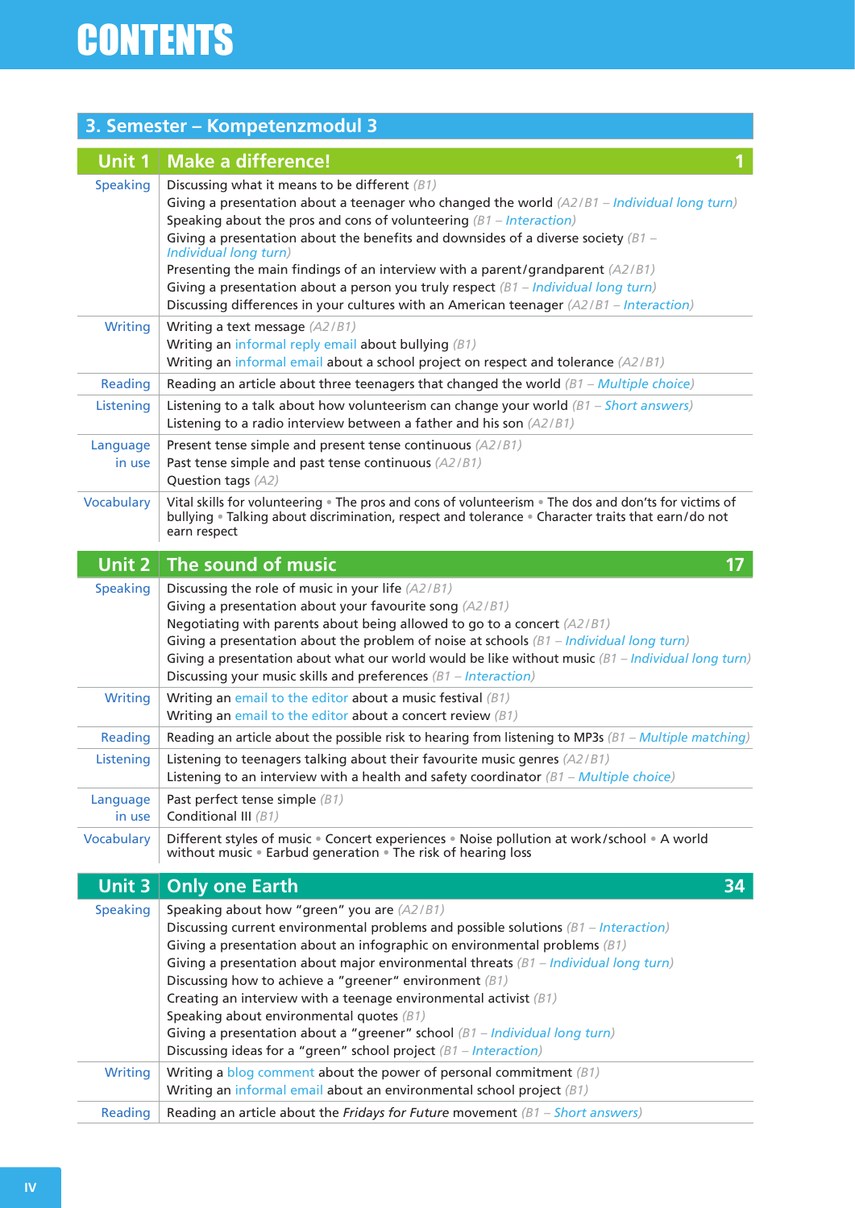# CONTENTS

## 3. Semester – Kompetenzmodul 3

### Unit 1 Make a difference! — 1

| | |
|---|---|
| Speaking | Discussing what it means to be different *(B1)*<br>Giving a presentation about a teenager who changed the world *(A2/B1 – Individual long turn)*<br>Speaking about the pros and cons of volunteering *(B1 – Interaction)*<br>Giving a presentation about the benefits and downsides of a diverse society *(B1 – Individual long turn)*<br>Presenting the main findings of an interview with a parent/grandparent *(A2/B1)*<br>Giving a presentation about a person you truly respect *(B1 – Individual long turn)*<br>Discussing differences in your cultures with an American teenager *(A2/B1 – Interaction)* |
| Writing | Writing a text message *(A2/B1)*<br>Writing an informal reply email about bullying *(B1)*<br>Writing an informal email about a school project on respect and tolerance *(A2/B1)* |
| Reading | Reading an article about three teenagers that changed the world *(B1 – Multiple choice)* |
| Listening | Listening to a talk about how volunteerism can change your world *(B1 – Short answers)*<br>Listening to a radio interview between a father and his son *(A2/B1)* |
| Language in use | Present tense simple and present tense continuous *(A2/B1)*<br>Past tense simple and past tense continuous *(A2/B1)*<br>Question tags *(A2)* |
| Vocabulary | Vital skills for volunteering • The pros and cons of volunteerism • The dos and don'ts for victims of bullying • Talking about discrimination, respect and tolerance • Character traits that earn/do not earn respect |

### Unit 2 The sound of music — 17

| | |
|---|---|
| Speaking | Discussing the role of music in your life *(A2/B1)*<br>Giving a presentation about your favourite song *(A2/B1)*<br>Negotiating with parents about being allowed to go to a concert *(A2/B1)*<br>Giving a presentation about the problem of noise at schools *(B1 – Individual long turn)*<br>Giving a presentation about what our world would be like without music *(B1 – Individual long turn)*<br>Discussing your music skills and preferences *(B1 – Interaction)* |
| Writing | Writing an email to the editor about a music festival *(B1)*<br>Writing an email to the editor about a concert review *(B1)* |
| Reading | Reading an article about the possible risk to hearing from listening to MP3s *(B1 – Multiple matching)* |
| Listening | Listening to teenagers talking about their favourite music genres *(A2/B1)*<br>Listening to an interview with a health and safety coordinator *(B1 – Multiple choice)* |
| Language in use | Past perfect tense simple *(B1)*<br>Conditional III *(B1)* |
| Vocabulary | Different styles of music • Concert experiences • Noise pollution at work/school • A world without music • Earbud generation • The risk of hearing loss |

### Unit 3 Only one Earth — 34

| | |
|---|---|
| Speaking | Speaking about how "green" you are *(A2/B1)*<br>Discussing current environmental problems and possible solutions *(B1 – Interaction)*<br>Giving a presentation about an infographic on environmental problems *(B1)*<br>Giving a presentation about major environmental threats *(B1 – Individual long turn)*<br>Discussing how to achieve a "greener" environment *(B1)*<br>Creating an interview with a teenage environmental activist *(B1)*<br>Speaking about environmental quotes *(B1)*<br>Giving a presentation about a "greener" school *(B1 – Individual long turn)*<br>Discussing ideas for a "green" school project *(B1 – Interaction)* |
| Writing | Writing a blog comment about the power of personal commitment *(B1)*<br>Writing an informal email about an environmental school project *(B1)* |
| Reading | Reading an article about the *Fridays for Future* movement *(B1 – Short answers)* |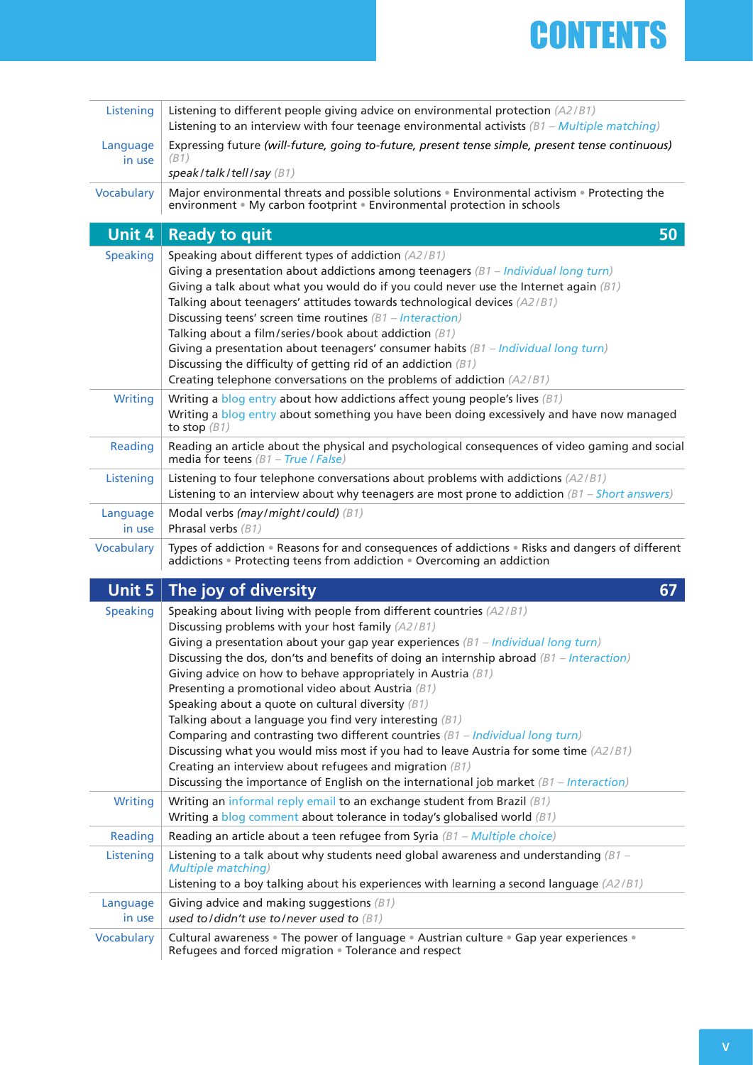# CONTENTS

| | |
|---|---|
| Listening | Listening to different people giving advice on environmental protection (A2/B1)<br>Listening to an interview with four teenage environmental activists (B1 – Multiple matching) |
| Language in use | Expressing future *(will-future, going to-future, present tense simple, present tense continuous)* (B1)<br>*speak/talk/tell/say* (B1) |
| Vocabulary | Major environmental threats and possible solutions • Environmental activism • Protecting the environment • My carbon footprint • Environmental protection in schools |

## Unit 4 Ready to quit — 50

| | |
|---|---|
| Speaking | Speaking about different types of addiction (A2/B1)<br>Giving a presentation about addictions among teenagers (B1 – Individual long turn)<br>Giving a talk about what you would do if you could never use the Internet again (B1)<br>Talking about teenagers' attitudes towards technological devices (A2/B1)<br>Discussing teens' screen time routines (B1 – Interaction)<br>Talking about a film/series/book about addiction (B1)<br>Giving a presentation about teenagers' consumer habits (B1 – Individual long turn)<br>Discussing the difficulty of getting rid of an addiction (B1)<br>Creating telephone conversations on the problems of addiction (A2/B1) |
| Writing | Writing a blog entry about how addictions affect young people's lives (B1)<br>Writing a blog entry about something you have been doing excessively and have now managed to stop (B1) |
| Reading | Reading an article about the physical and psychological consequences of video gaming and social media for teens (B1 – True / False) |
| Listening | Listening to four telephone conversations about problems with addictions (A2/B1)<br>Listening to an interview about why teenagers are most prone to addiction (B1 – Short answers) |
| Language in use | Modal verbs *(may/might/could)* (B1)<br>Phrasal verbs (B1) |
| Vocabulary | Types of addiction • Reasons for and consequences of addictions • Risks and dangers of different addictions • Protecting teens from addiction • Overcoming an addiction |

## Unit 5 The joy of diversity — 67

| | |
|---|---|
| Speaking | Speaking about living with people from different countries (A2/B1)<br>Discussing problems with your host family (A2/B1)<br>Giving a presentation about your gap year experiences (B1 – Individual long turn)<br>Discussing the dos, don'ts and benefits of doing an internship abroad (B1 – Interaction)<br>Giving advice on how to behave appropriately in Austria (B1)<br>Presenting a promotional video about Austria (B1)<br>Speaking about a quote on cultural diversity (B1)<br>Talking about a language you find very interesting (B1)<br>Comparing and contrasting two different countries (B1 – Individual long turn)<br>Discussing what you would miss most if you had to leave Austria for some time (A2/B1)<br>Creating an interview about refugees and migration (B1)<br>Discussing the importance of English on the international job market (B1 – Interaction) |
| Writing | Writing an informal reply email to an exchange student from Brazil (B1)<br>Writing a blog comment about tolerance in today's globalised world (B1) |
| Reading | Reading an article about a teen refugee from Syria (B1 – Multiple choice) |
| Listening | Listening to a talk about why students need global awareness and understanding (B1 – Multiple matching)<br>Listening to a boy talking about his experiences with learning a second language (A2/B1) |
| Language in use | Giving advice and making suggestions (B1)<br>*used to/didn't use to/never used to* (B1) |
| Vocabulary | Cultural awareness • The power of language • Austrian culture • Gap year experiences • Refugees and forced migration • Tolerance and respect |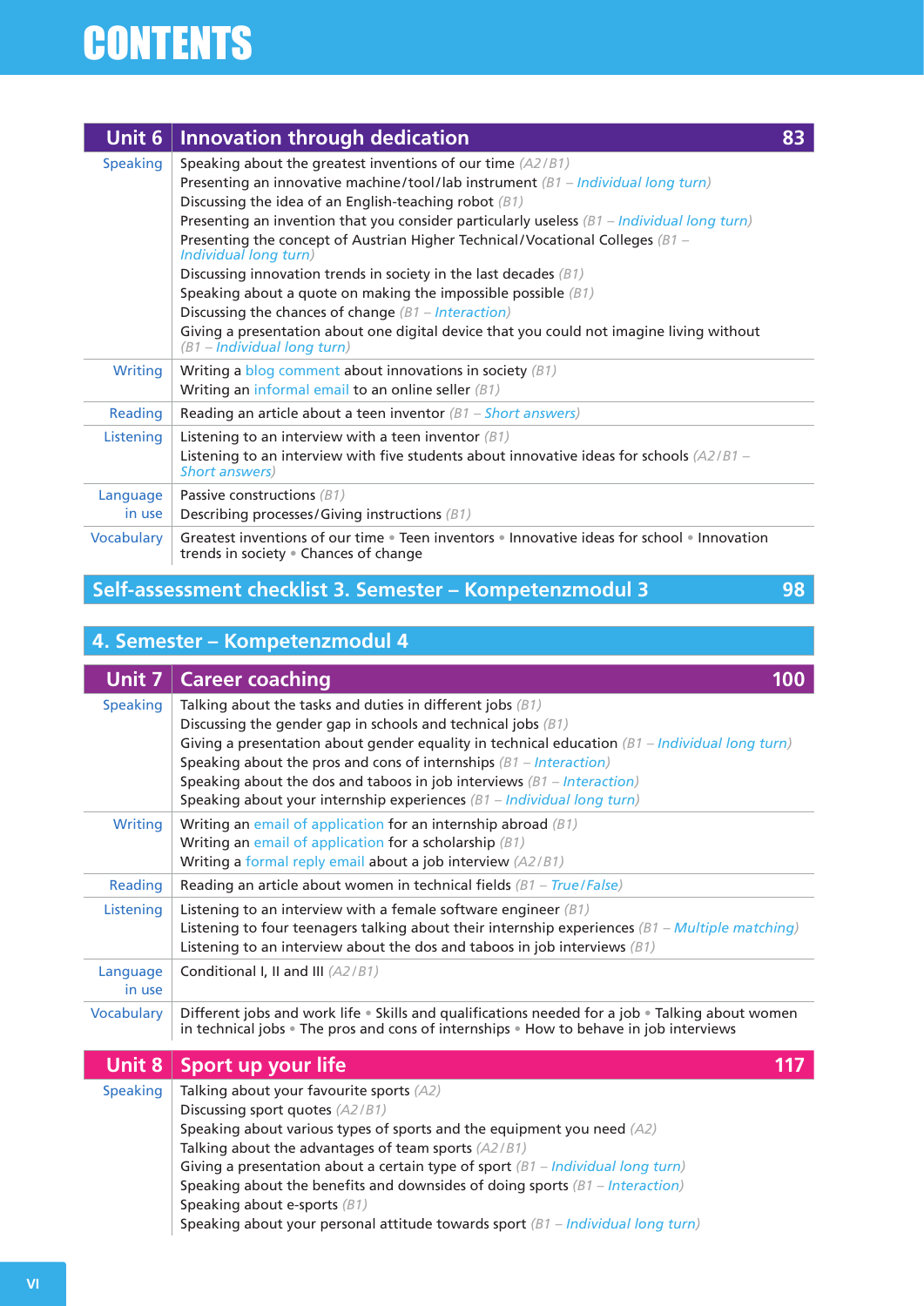# CONTENTS

| Unit 6 | Innovation through dedication | 83 |
|---|---|---|
| Speaking | Speaking about the greatest inventions of our time *(A2/B1)*<br>Presenting an innovative machine/tool/lab instrument *(B1 – Individual long turn)*<br>Discussing the idea of an English-teaching robot *(B1)*<br>Presenting an invention that you consider particularly useless *(B1 – Individual long turn)*<br>Presenting the concept of Austrian Higher Technical/Vocational Colleges *(B1 – Individual long turn)*<br>Discussing innovation trends in society in the last decades *(B1)*<br>Speaking about a quote on making the impossible possible *(B1)*<br>Discussing the chances of change *(B1 – Interaction)*<br>Giving a presentation about one digital device that you could not imagine living without *(B1 – Individual long turn)* | |
| Writing | Writing a blog comment about innovations in society *(B1)*<br>Writing an informal email to an online seller *(B1)* | |
| Reading | Reading an article about a teen inventor *(B1 – Short answers)* | |
| Listening | Listening to an interview with a teen inventor *(B1)*<br>Listening to an interview with five students about innovative ideas for schools *(A2/B1 – Short answers)* | |
| Language in use | Passive constructions *(B1)*<br>Describing processes/Giving instructions *(B1)* | |
| Vocabulary | Greatest inventions of our time • Teen inventors • Innovative ideas for school • Innovation trends in society • Chances of change | |

## Self-assessment checklist 3. Semester – Kompetenzmodul 3 — 98

## 4. Semester – Kompetenzmodul 4

| Unit 7 | Career coaching | 100 |
|---|---|---|
| Speaking | Talking about the tasks and duties in different jobs *(B1)*<br>Discussing the gender gap in schools and technical jobs *(B1)*<br>Giving a presentation about gender equality in technical education *(B1 – Individual long turn)*<br>Speaking about the pros and cons of internships *(B1 – Interaction)*<br>Speaking about the dos and taboos in job interviews *(B1 – Interaction)*<br>Speaking about your internship experiences *(B1 – Individual long turn)* | |
| Writing | Writing an email of application for an internship abroad *(B1)*<br>Writing an email of application for a scholarship *(B1)*<br>Writing a formal reply email about a job interview *(A2/B1)* | |
| Reading | Reading an article about women in technical fields *(B1 – True/False)* | |
| Listening | Listening to an interview with a female software engineer *(B1)*<br>Listening to four teenagers talking about their internship experiences *(B1 – Multiple matching)*<br>Listening to an interview about the dos and taboos in job interviews *(B1)* | |
| Language in use | Conditional I, II and III *(A2/B1)* | |
| Vocabulary | Different jobs and work life • Skills and qualifications needed for a job • Talking about women in technical jobs • The pros and cons of internships • How to behave in job interviews | |

| Unit 8 | Sport up your life | 117 |
|---|---|---|
| Speaking | Talking about your favourite sports *(A2)*<br>Discussing sport quotes *(A2/B1)*<br>Speaking about various types of sports and the equipment you need *(A2)*<br>Talking about the advantages of team sports *(A2/B1)*<br>Giving a presentation about a certain type of sport *(B1 – Individual long turn)*<br>Speaking about the benefits and downsides of doing sports *(B1 – Interaction)*<br>Speaking about e-sports *(B1)*<br>Speaking about your personal attitude towards sport *(B1 – Individual long turn)* | |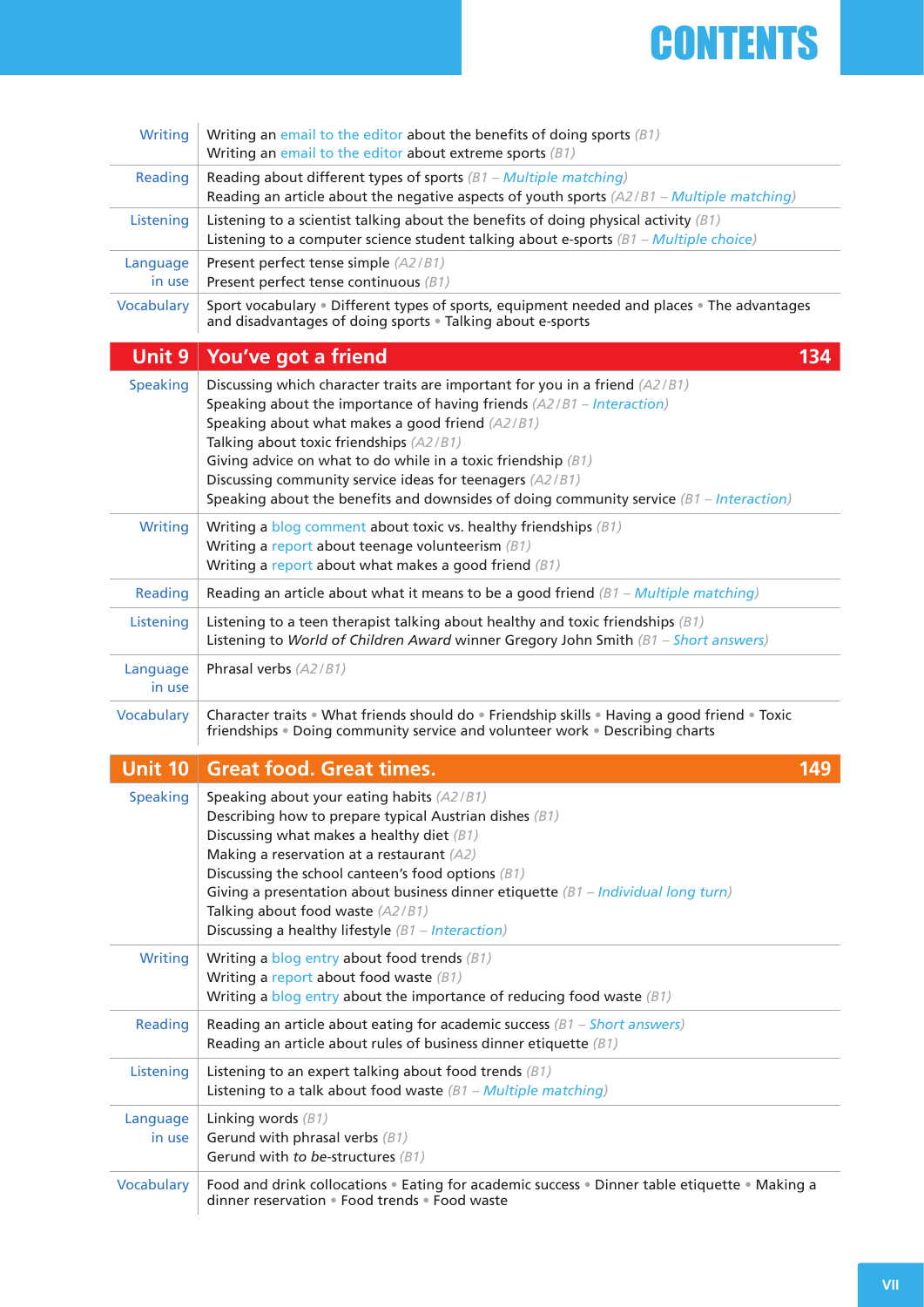# CONTENTS

| | |
|---|---|
| Writing | Writing an email to the editor about the benefits of doing sports *(B1)*<br>Writing an email to the editor about extreme sports *(B1)* |
| Reading | Reading about different types of sports *(B1 – Multiple matching)*<br>Reading an article about the negative aspects of youth sports *(A2/B1 – Multiple matching)* |
| Listening | Listening to a scientist talking about the benefits of doing physical activity *(B1)*<br>Listening to a computer science student talking about e-sports *(B1 – Multiple choice)* |
| Language in use | Present perfect tense simple *(A2/B1)*<br>Present perfect tense continuous *(B1)* |
| Vocabulary | Sport vocabulary • Different types of sports, equipment needed and places • The advantages and disadvantages of doing sports • Talking about e-sports |

## Unit 9 You've got a friend — 134

| | |
|---|---|
| Speaking | Discussing which character traits are important for you in a friend *(A2/B1)*<br>Speaking about the importance of having friends *(A2/B1 – Interaction)*<br>Speaking about what makes a good friend *(A2/B1)*<br>Talking about toxic friendships *(A2/B1)*<br>Giving advice on what to do while in a toxic friendship *(B1)*<br>Discussing community service ideas for teenagers *(A2/B1)*<br>Speaking about the benefits and downsides of doing community service *(B1 – Interaction)* |
| Writing | Writing a blog comment about toxic vs. healthy friendships *(B1)*<br>Writing a report about teenage volunteerism *(B1)*<br>Writing a report about what makes a good friend *(B1)* |
| Reading | Reading an article about what it means to be a good friend *(B1 – Multiple matching)* |
| Listening | Listening to a teen therapist talking about healthy and toxic friendships *(B1)*<br>Listening to *World of Children Award* winner Gregory John Smith *(B1 – Short answers)* |
| Language in use | Phrasal verbs *(A2/B1)* |
| Vocabulary | Character traits • What friends should do • Friendship skills • Having a good friend • Toxic friendships • Doing community service and volunteer work • Describing charts |

## Unit 10 Great food. Great times. — 149

| | |
|---|---|
| Speaking | Speaking about your eating habits *(A2/B1)*<br>Describing how to prepare typical Austrian dishes *(B1)*<br>Discussing what makes a healthy diet *(B1)*<br>Making a reservation at a restaurant *(A2)*<br>Discussing the school canteen's food options *(B1)*<br>Giving a presentation about business dinner etiquette *(B1 – Individual long turn)*<br>Talking about food waste *(A2/B1)*<br>Discussing a healthy lifestyle *(B1 – Interaction)* |
| Writing | Writing a blog entry about food trends *(B1)*<br>Writing a report about food waste *(B1)*<br>Writing a blog entry about the importance of reducing food waste *(B1)* |
| Reading | Reading an article about eating for academic success *(B1 – Short answers)*<br>Reading an article about rules of business dinner etiquette *(B1)* |
| Listening | Listening to an expert talking about food trends *(B1)*<br>Listening to a talk about food waste *(B1 – Multiple matching)* |
| Language in use | Linking words *(B1)*<br>Gerund with phrasal verbs *(B1)*<br>Gerund with *to be*-structures *(B1)* |
| Vocabulary | Food and drink collocations • Eating for academic success • Dinner table etiquette • Making a dinner reservation • Food trends • Food waste |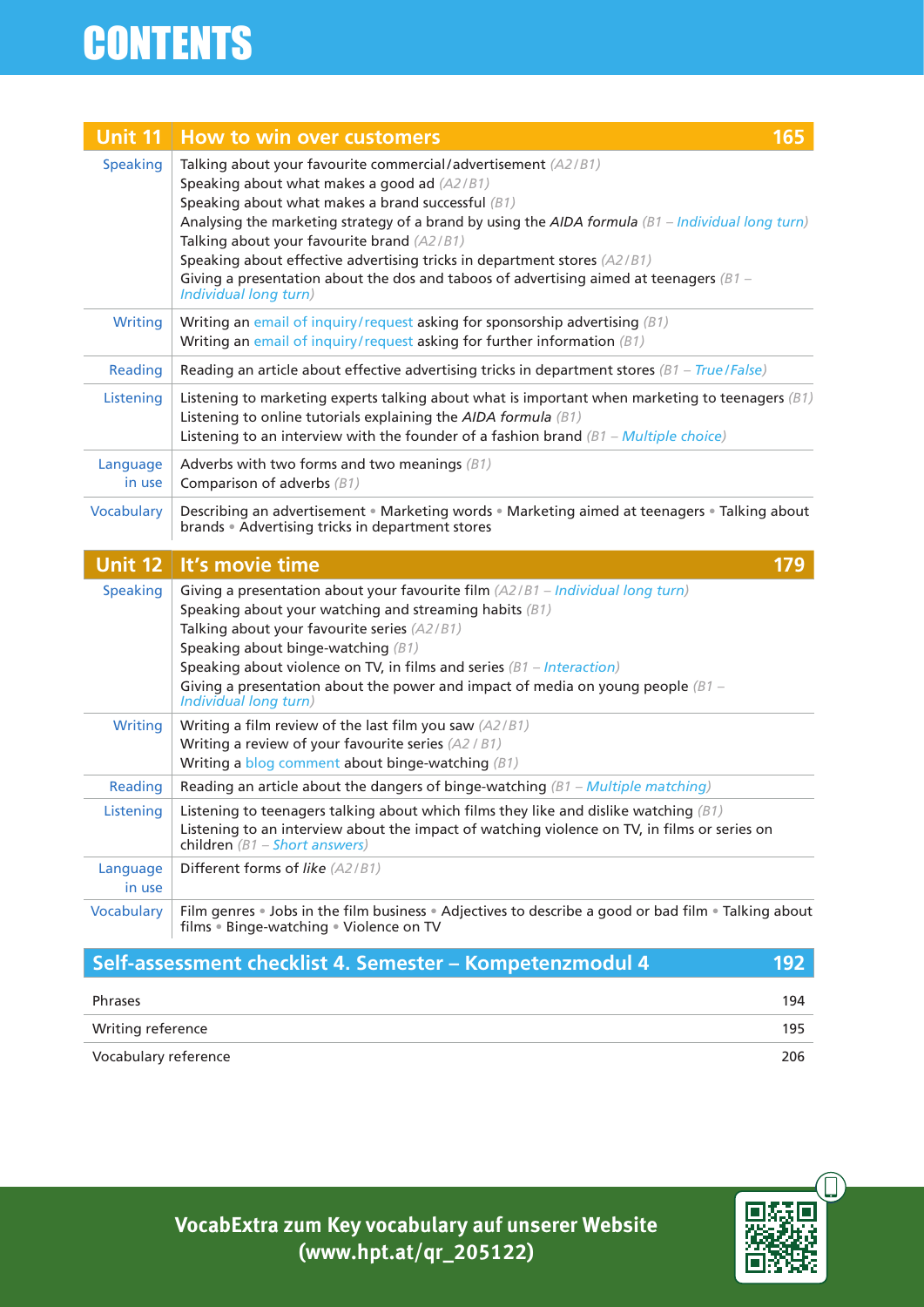# CONTENTS

| Unit 11 | How to win over customers | 165 |
|---|---|---|
| Speaking | Talking about your favourite commercial/advertisement *(A2/B1)*<br>Speaking about what makes a good ad *(A2/B1)*<br>Speaking about what makes a brand successful *(B1)*<br>Analysing the marketing strategy of a brand by using the *AIDA formula* *(B1 – Individual long turn)*<br>Talking about your favourite brand *(A2/B1)*<br>Speaking about effective advertising tricks in department stores *(A2/B1)*<br>Giving a presentation about the dos and taboos of advertising aimed at teenagers *(B1 – Individual long turn)* | |
| Writing | Writing an email of inquiry/request asking for sponsorship advertising *(B1)*<br>Writing an email of inquiry/request asking for further information *(B1)* | |
| Reading | Reading an article about effective advertising tricks in department stores *(B1 – True/False)* | |
| Listening | Listening to marketing experts talking about what is important when marketing to teenagers *(B1)*<br>Listening to online tutorials explaining the *AIDA formula* *(B1)*<br>Listening to an interview with the founder of a fashion brand *(B1 – Multiple choice)* | |
| Language in use | Adverbs with two forms and two meanings *(B1)*<br>Comparison of adverbs *(B1)* | |
| Vocabulary | Describing an advertisement • Marketing words • Marketing aimed at teenagers • Talking about brands • Advertising tricks in department stores | |

| Unit 12 | It's movie time | 179 |
|---|---|---|
| Speaking | Giving a presentation about your favourite film *(A2/B1 – Individual long turn)*<br>Speaking about your watching and streaming habits *(B1)*<br>Talking about your favourite series *(A2/B1)*<br>Speaking about binge-watching *(B1)*<br>Speaking about violence on TV, in films and series *(B1 – Interaction)*<br>Giving a presentation about the power and impact of media on young people *(B1 – Individual long turn)* | |
| Writing | Writing a film review of the last film you saw *(A2/B1)*<br>Writing a review of your favourite series *(A2 / B1)*<br>Writing a blog comment about binge-watching *(B1)* | |
| Reading | Reading an article about the dangers of binge-watching *(B1 – Multiple matching)* | |
| Listening | Listening to teenagers talking about which films they like and dislike watching *(B1)*<br>Listening to an interview about the impact of watching violence on TV, in films or series on children *(B1 – Short answers)* | |
| Language in use | Different forms of *like* *(A2/B1)* | |
| Vocabulary | Film genres • Jobs in the film business • Adjectives to describe a good or bad film • Talking about films • Binge-watching • Violence on TV | |

| Self-assessment checklist 4. Semester – Kompetenzmodul 4 | 192 |
|---|---|
| Phrases | 194 |
| Writing reference | 195 |
| Vocabulary reference | 206 |

**VocabExtra zum Key vocabulary auf unserer Website (www.hpt.at/qr_205122)**